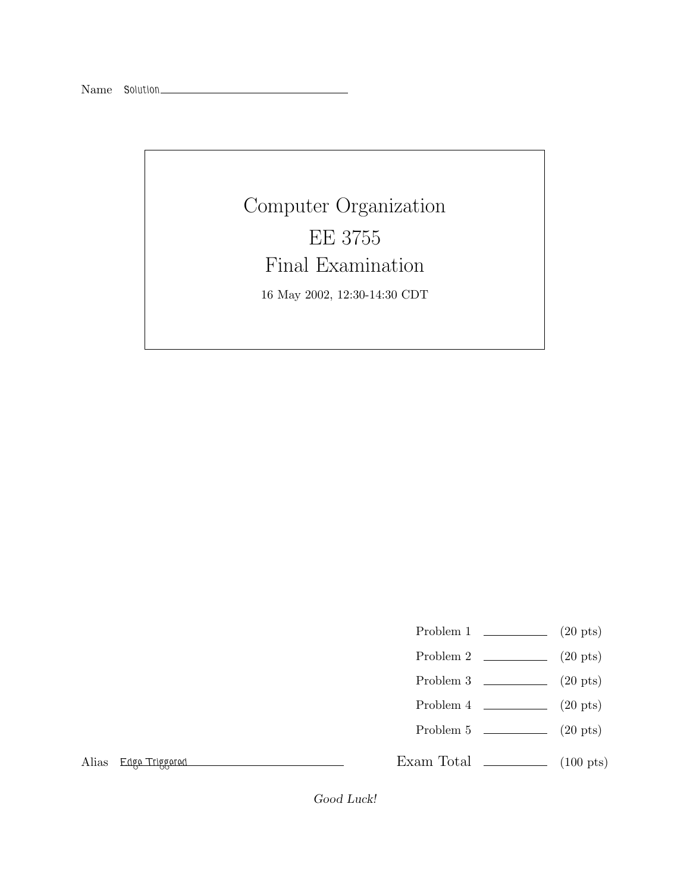Name Solution

# Computer Organization

# EE 3755

# Final Examination

16 May 2002, 12:30-14:30 CDT

| | | |
|---|---|---|
| Problem 1 | | (20 pts) |
| Problem 2 | | (20 pts) |
| Problem 3 | | (20 pts) |
| Problem 4 | | (20 pts) |
| Problem 5 | | (20 pts) |
| Exam Total | | (100 pts) |

Alias Edge Triggered

*Good Luck!*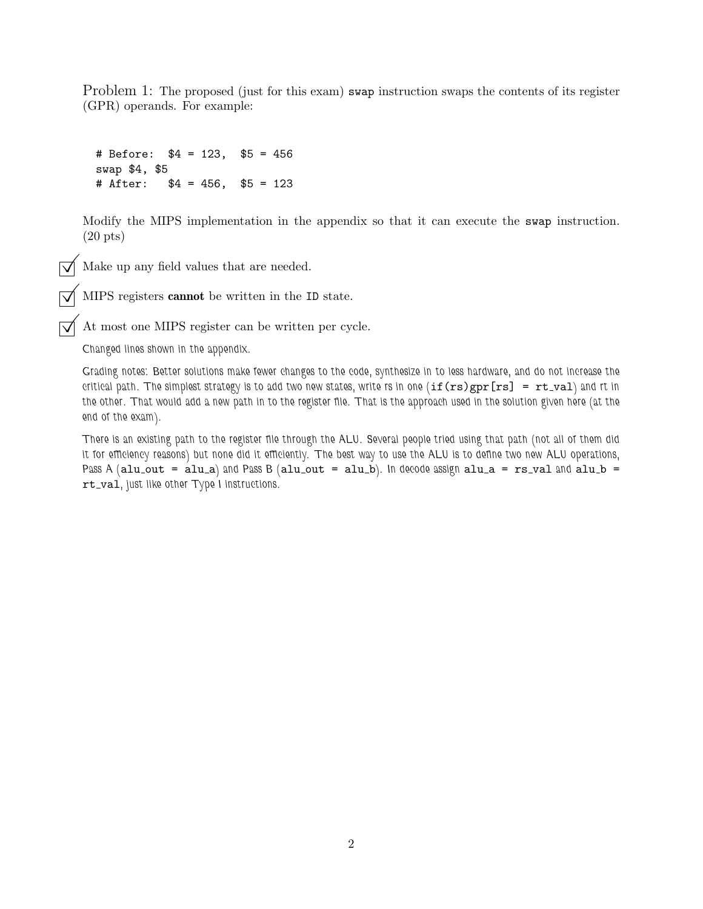Problem 1: The proposed (just for this exam) `swap` instruction swaps the contents of its register (GPR) operands. For example:

```
# Before:  $4 = 123,  $5 = 456
swap $4, $5
# After:   $4 = 456,  $5 = 123
```

Modify the MIPS implementation in the appendix so that it can execute the `swap` instruction. (20 pts)

☑ Make up any field values that are needed.

☑ MIPS registers **cannot** be written in the `ID` state.

☑ At most one MIPS register can be written per cycle.

Changed lines shown in the appendix.

Grading notes: Better solutions make fewer changes to the code, synthesize in to less hardware, and do not increase the critical path. The simplest strategy is to add two new states, write rs in one (`if(rs)gpr[rs] = rt_val`) and rt in the other. That would add a new path in to the register file. That is the approach used in the solution given here (at the end of the exam).

There is an existing path to the register file through the ALU. Several people tried using that path (not all of them did it for efficiency reasons) but none did it efficiently. The best way to use the ALU is to define two new ALU operations, Pass A (`alu_out = alu_a`) and Pass B (`alu_out = alu_b`). In decode assign `alu_a = rs_val` and `alu_b = rt_val`, just like other Type I instructions.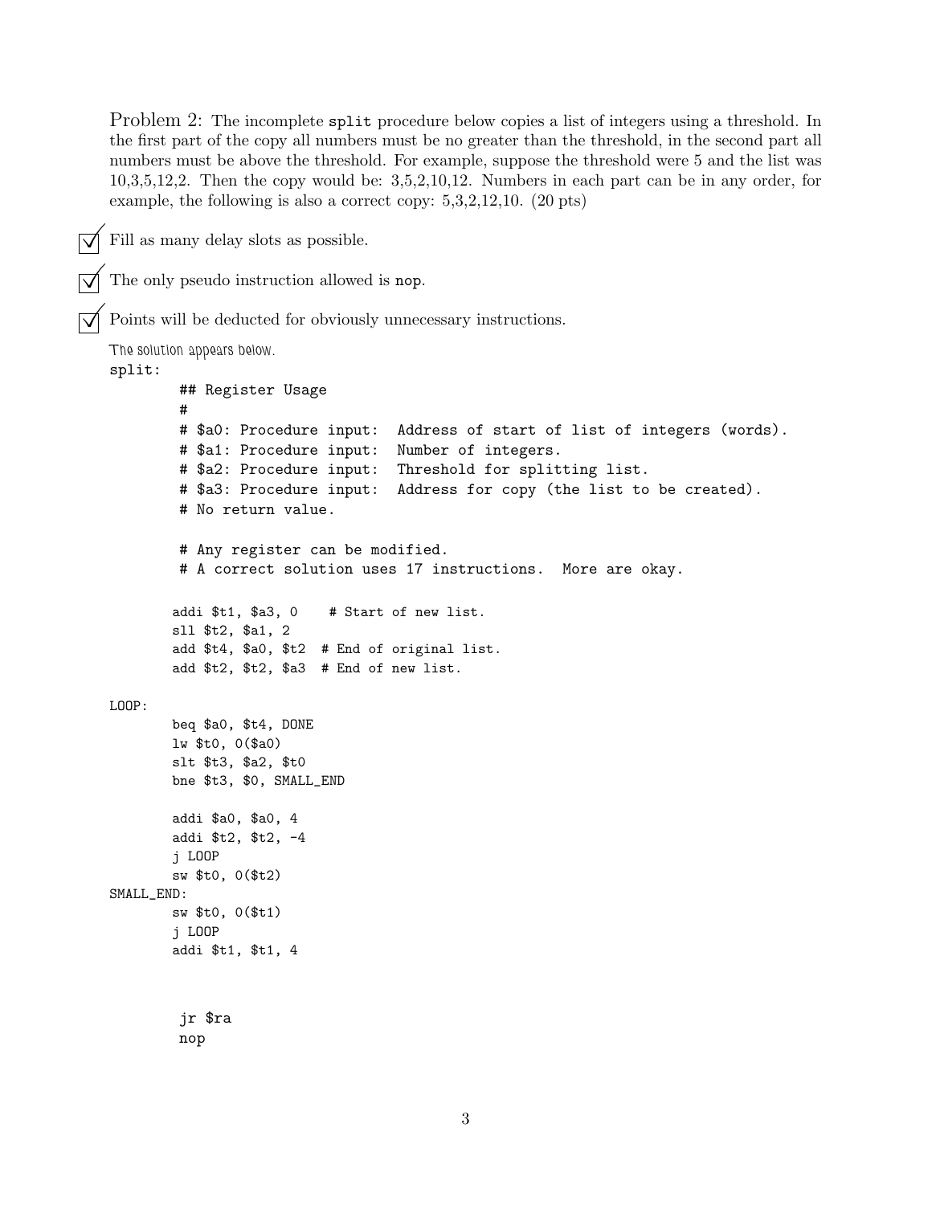Problem 2: The incomplete `split` procedure below copies a list of integers using a threshold. In the first part of the copy all numbers must be no greater than the threshold, in the second part all numbers must be above the threshold. For example, suppose the threshold were 5 and the list was 10,3,5,12,2. Then the copy would be: 3,5,2,10,12. Numbers in each part can be in any order, for example, the following is also a correct copy: 5,3,2,12,10. (20 pts)

- ☑ Fill as many delay slots as possible.
- ☑ The only pseudo instruction allowed is `nop`.
- ☑ Points will be deducted for obviously unnecessary instructions.

The solution appears below.

```
split:
        ## Register Usage
        #
        # $a0: Procedure input:  Address of start of list of integers (words).
        # $a1: Procedure input:  Number of integers.
        # $a2: Procedure input:  Threshold for splitting list.
        # $a3: Procedure input:  Address for copy (the list to be created).
        # No return value.

        # Any register can be modified.
        # A correct solution uses 17 instructions.  More are okay.

        addi $t1, $a3, 0    # Start of new list.
        sll $t2, $a1, 2
        add $t4, $a0, $t2  # End of original list.
        add $t2, $t2, $a3  # End of new list.

LOOP:
        beq $a0, $t4, DONE
        lw $t0, 0($a0)
        slt $t3, $a2, $t0
        bne $t3, $0, SMALL_END

        addi $a0, $a0, 4
        addi $t2, $t2, -4
        j LOOP
        sw $t0, 0($t2)
SMALL_END:
        sw $t0, 0($t1)
        j LOOP
        addi $t1, $t1, 4


        jr $ra
        nop
```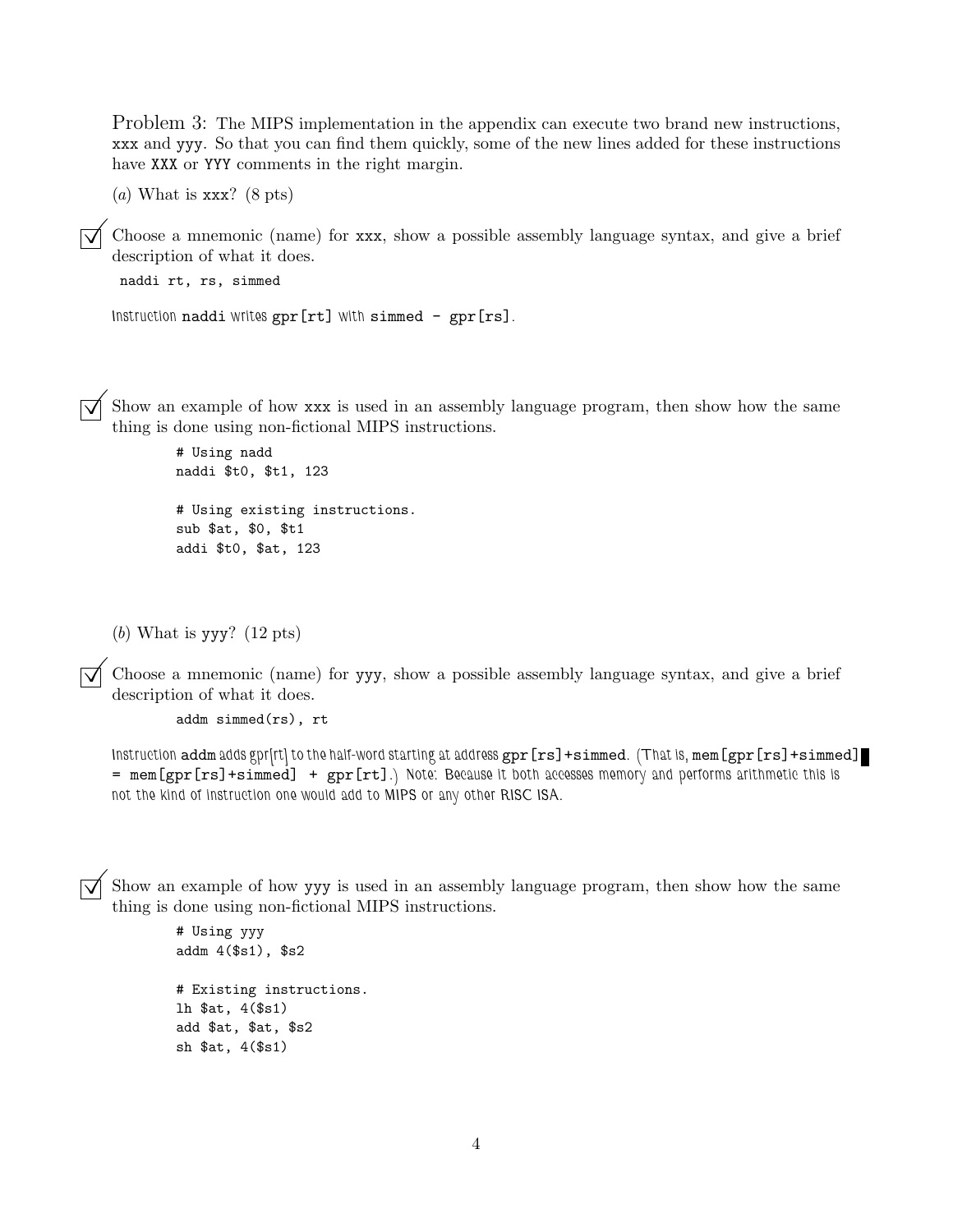Problem 3: The MIPS implementation in the appendix can execute two brand new instructions, xxx and yyy. So that you can find them quickly, some of the new lines added for these instructions have XXX or YYY comments in the right margin.

(*a*) What is xxx? (8 pts)

☑ Choose a mnemonic (name) for xxx, show a possible assembly language syntax, and give a brief description of what it does.

```
naddi rt, rs, simmed
```

Instruction `naddi` writes `gpr[rt]` with `simmed - gpr[rs]`.

☑ Show an example of how xxx is used in an assembly language program, then show how the same thing is done using non-fictional MIPS instructions.

```
# Using nadd
naddi $t0, $t1, 123

# Using existing instructions.
sub $at, $0, $t1
addi $t0, $at, 123
```

(*b*) What is yyy? (12 pts)

☑ Choose a mnemonic (name) for yyy, show a possible assembly language syntax, and give a brief description of what it does.

```
addm simmed(rs), rt
```

Instruction `addm` adds gpr[rt] to the half-word starting at address `gpr[rs]+simmed`. (That is, `mem[gpr[rs]+simmed] = mem[gpr[rs]+simmed] + gpr[rt]`.) Note: Because it both accesses memory and performs arithmetic this is not the kind of instruction one would add to MIPS or any other RISC ISA.

☑ Show an example of how yyy is used in an assembly language program, then show how the same thing is done using non-fictional MIPS instructions.

```
# Using yyy
addm 4($s1), $s2

# Existing instructions.
lh $at, 4($s1)
add $at, $at, $s2
sh $at, 4($s1)
```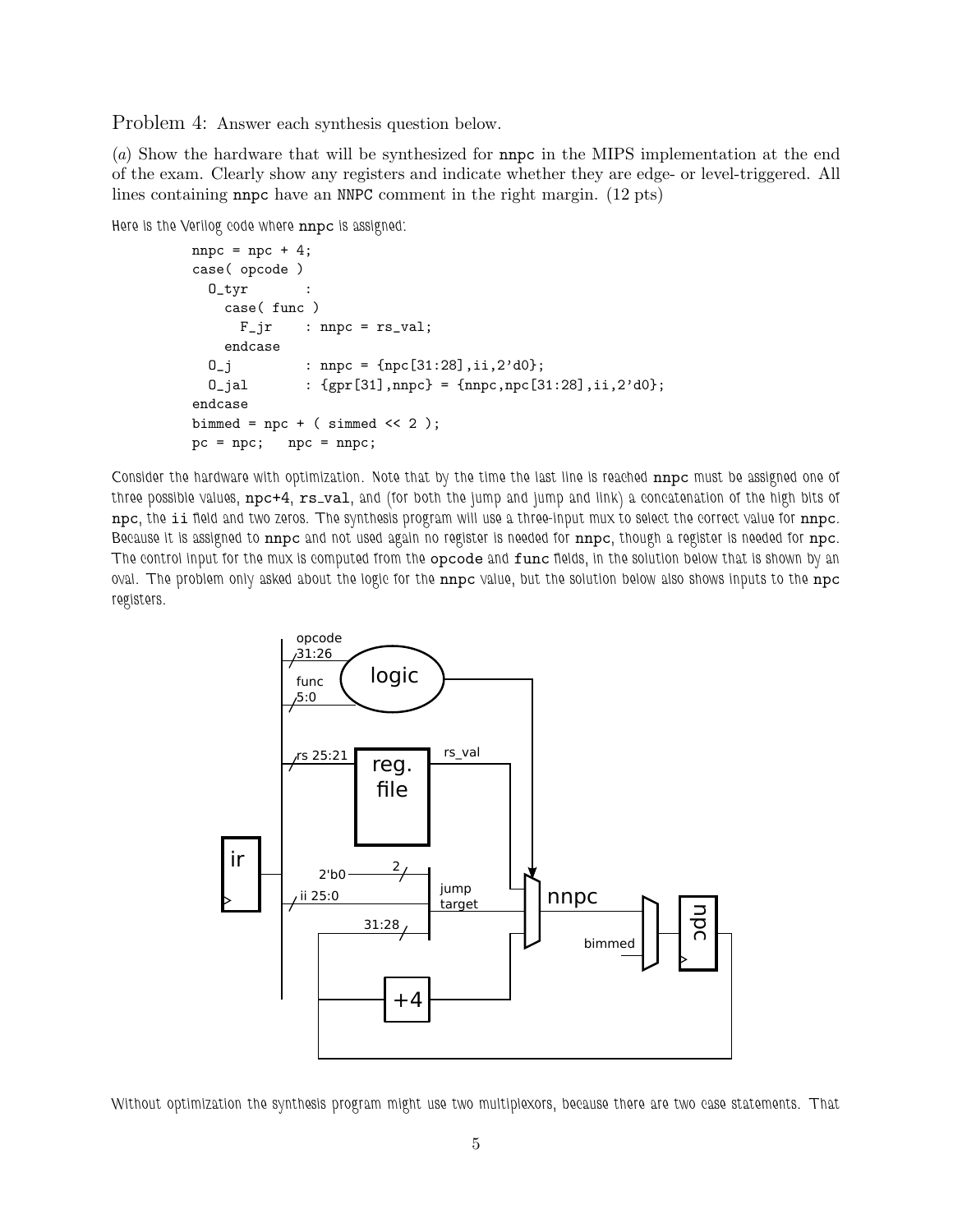Problem 4: Answer each synthesis question below.

(*a*) Show the hardware that will be synthesized for `nnpc` in the MIPS implementation at the end of the exam. Clearly show any registers and indicate whether they are edge- or level-triggered. All lines containing `nnpc` have an `NNPC` comment in the right margin. (12 pts)

*Here is the Verilog code where* `nnpc` *is assigned:*

```
nnpc = npc + 4;
case( opcode )
  O_tyr       :
    case( func )
      F_jr    : nnpc = rs_val;
    endcase
  O_j         : nnpc = {npc[31:28],ii,2'd0};
  O_jal       : {gpr[31],nnpc} = {nnpc,npc[31:28],ii,2'd0};
endcase
bimmed = npc + ( simmed << 2 );
pc = npc;   npc = nnpc;
```

*Consider the hardware with optimization. Note that by the time the last line is reached* `nnpc` *must be assigned one of three possible values,* `npc+4`, `rs_val`, *and (for both the jump and jump and link) a concatenation of the high bits of* `npc`, *the* `ii` *field and two zeros. The synthesis program will use a three-input mux to select the correct value for* `nnpc`. *Because it is assigned to* `nnpc` *and not used again no register is needed for* `nnpc`, *though a register is needed for* `npc`. *The control input for the mux is computed from the* `opcode` *and* `func` *fields, in the solution below that is shown by an oval. The problem only asked about the logic for the* `nnpc` *value, but the solution below also shows inputs to the* `npc` *registers.*

*Without optimization the synthesis program might use two multiplexors, because there are two case statements. That*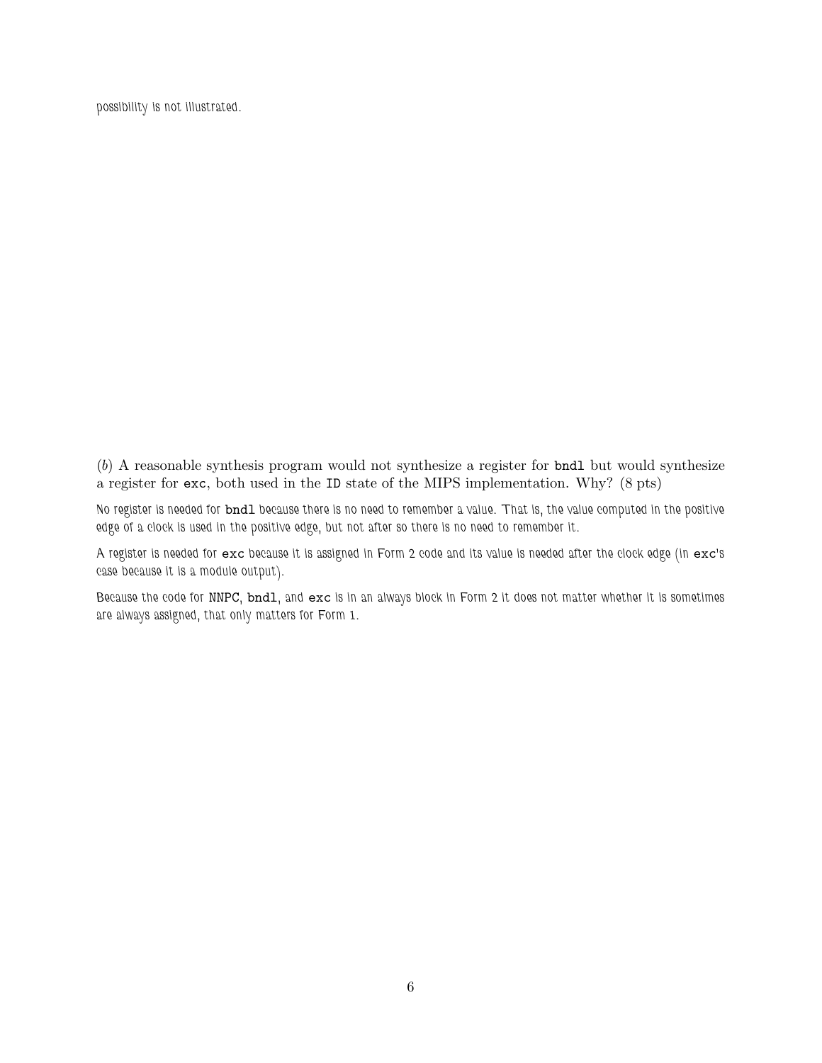possibility is not illustrated.

(*b*) A reasonable synthesis program would not synthesize a register for `bndl` but would synthesize a register for `exc`, both used in the `ID` state of the MIPS implementation. Why? (8 pts)

No register is needed for `bndl` because there is no need to remember a value. That is, the value computed in the positive edge of a clock is used in the positive edge, but not after so there is no need to remember it.

A register is needed for `exc` because it is assigned in Form 2 code and its value is needed after the clock edge (in `exc`'s case because it is a module output).

Because the code for NNPC, `bndl`, and `exc` is in an always block in Form 2 it does not matter whether it is sometimes are always assigned, that only matters for Form 1.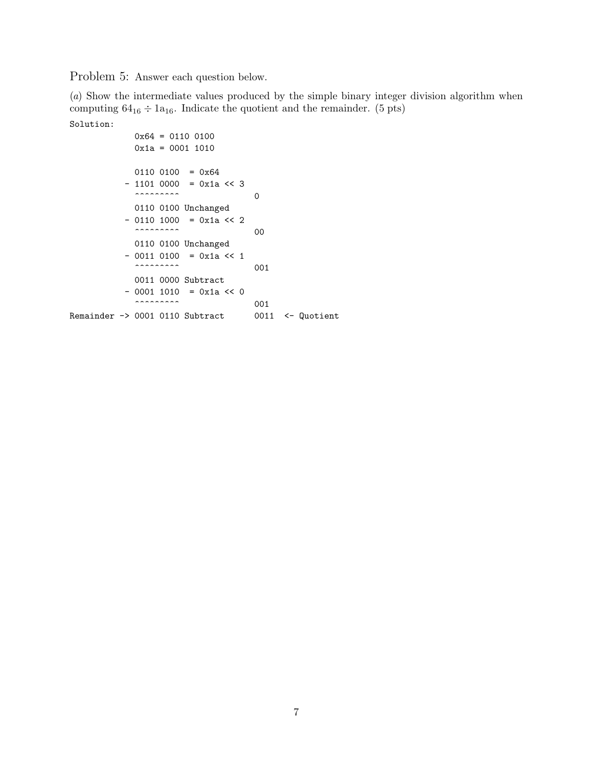Problem 5: Answer each question below.

(*a*) Show the intermediate values produced by the simple binary integer division algorithm when computing $64_{16} \div 1a_{16}$. Indicate the quotient and the remainder. (5 pts)

```
Solution:
              0x64 = 0110 0100
              0x1a = 0001 1010

              0110 0100  = 0x64
            - 1101 0000  = 0x1a << 3
              ^^^^^^^^^                 0
              0110 0100 Unchanged
            - 0110 1000  = 0x1a << 2
              ^^^^^^^^^                 00
              0110 0100 Unchanged
            - 0011 0100  = 0x1a << 1
              ^^^^^^^^^                 001
              0011 0000 Subtract
            - 0001 1010  = 0x1a << 0
              ^^^^^^^^^                 001
Remainder -> 0001 0110 Subtract        0011  <- Quotient
```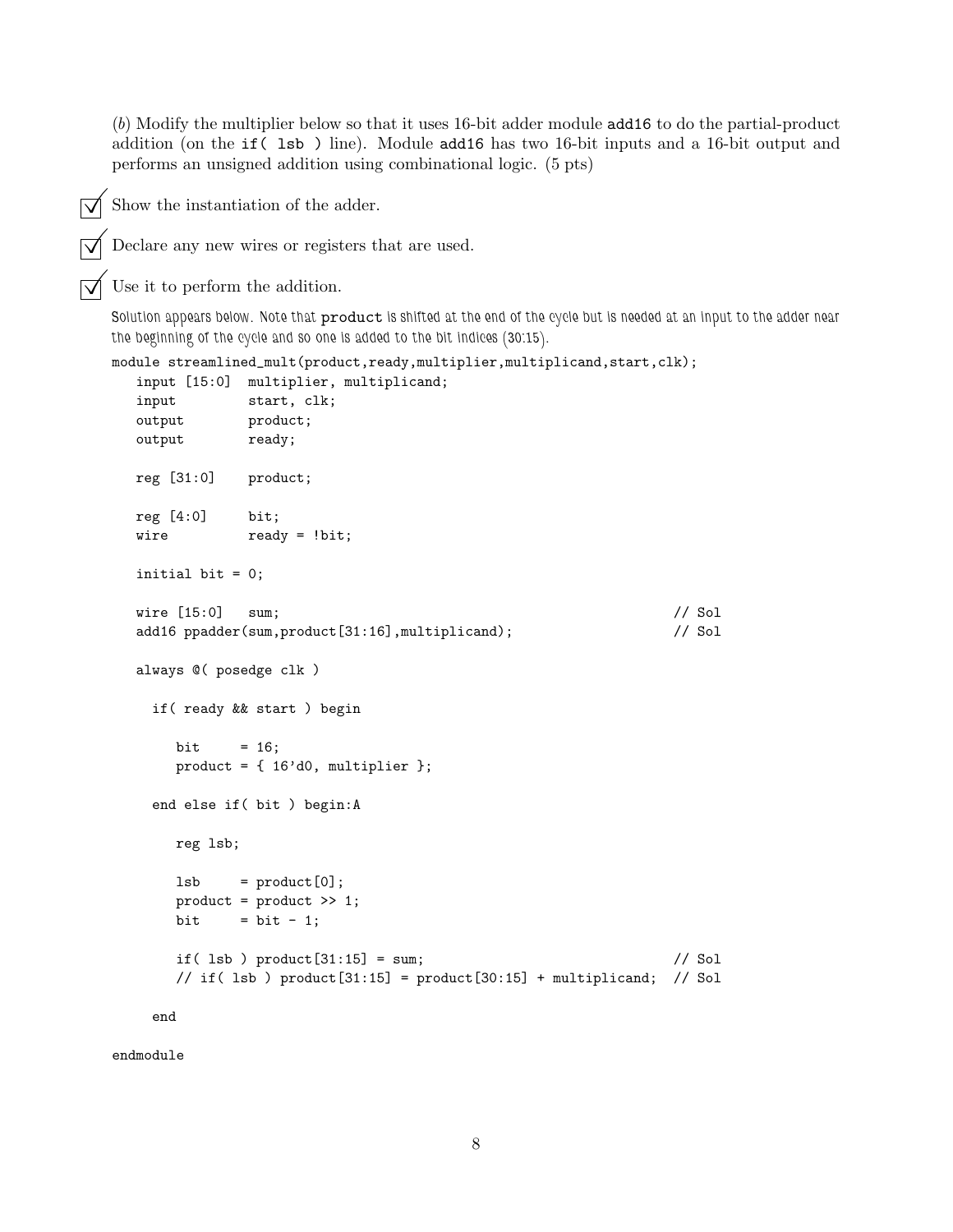(*b*) Modify the multiplier below so that it uses 16-bit adder module `add16` to do the partial-product addition (on the `if( lsb )` line). Module `add16` has two 16-bit inputs and a 16-bit output and performs an unsigned addition using combinational logic. (5 pts)

- [x] Show the instantiation of the adder.
- [x] Declare any new wires or registers that are used.
- [x] Use it to perform the addition.

*Solution appears below. Note that* `product` *is shifted at the end of the cycle but is needed at an input to the adder near the beginning of the cycle and so one is added to the bit indices (30:15).*

```
module streamlined_mult(product,ready,multiplier,multiplicand,start,clk);
   input [15:0]  multiplier, multiplicand;
   input         start, clk;
   output        product;
   output        ready;

   reg [31:0]    product;

   reg [4:0]     bit;
   wire          ready = !bit;

   initial bit = 0;

   wire [15:0]   sum;                                                    // Sol
   add16 ppadder(sum,product[31:16],multiplicand);                       // Sol

   always @( posedge clk )

     if( ready && start ) begin

        bit     = 16;
        product = { 16'd0, multiplier };

     end else if( bit ) begin:A

        reg lsb;

        lsb     = product[0];
        product = product >> 1;
        bit     = bit - 1;

        if( lsb ) product[31:15] = sum;                                  // Sol
        // if( lsb ) product[31:15] = product[30:15] + multiplicand;  // Sol

     end

endmodule
```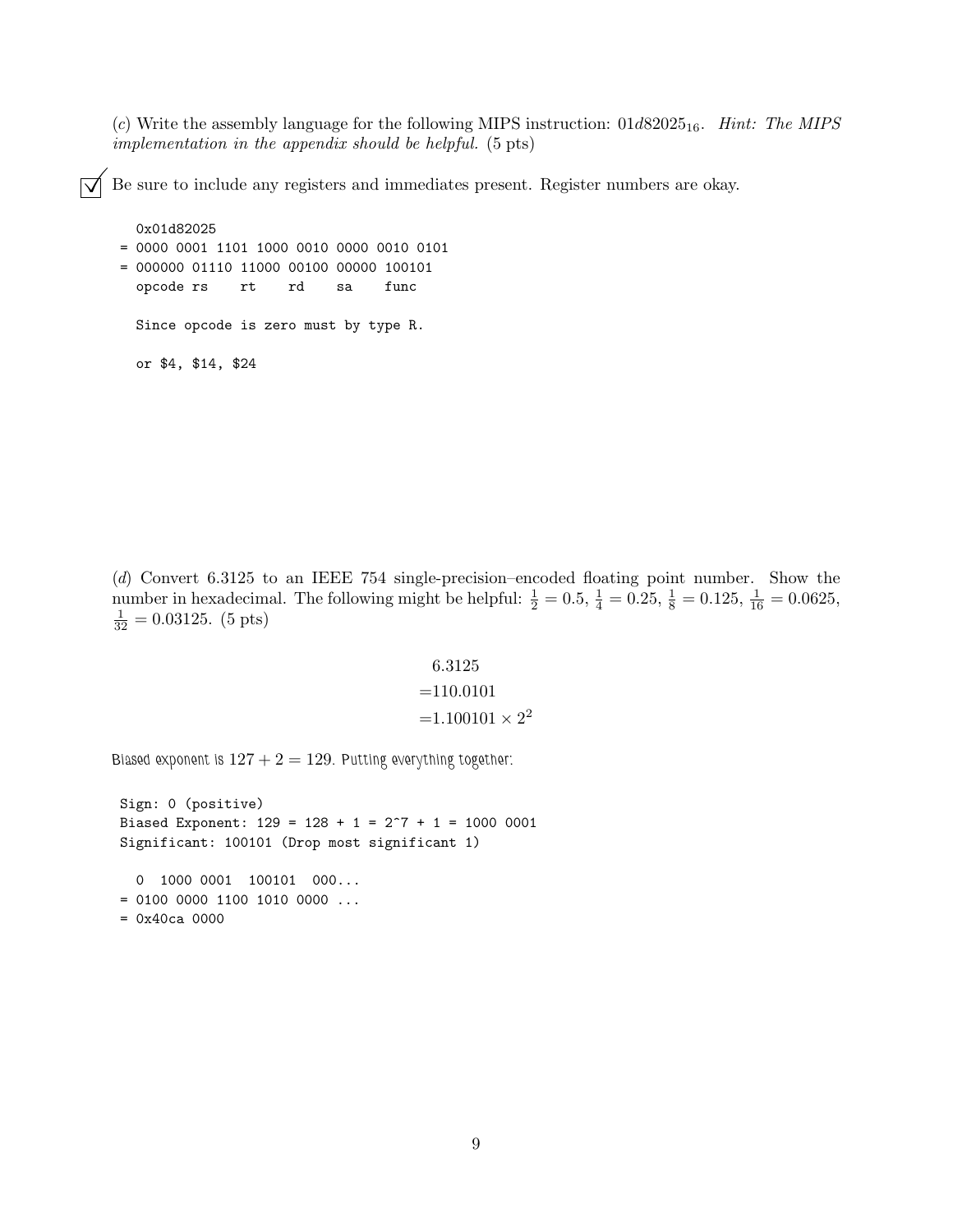(*c*) Write the assembly language for the following MIPS instruction: $01d82025_{16}$. *Hint: The MIPS implementation in the appendix should be helpful.* (5 pts)

☑ Be sure to include any registers and immediates present. Register numbers are okay.

```
   0x01d82025
 = 0000 0001 1101 1000 0010 0000 0010 0101
 = 000000 01110 11000 00100 00000 100101
   opcode rs    rt    rd    sa    func

   Since opcode is zero must by type R.

   or $4, $14, $24
```

(*d*) Convert 6.3125 to an IEEE 754 single-precision–encoded floating point number. Show the number in hexadecimal. The following might be helpful: $\frac{1}{2} = 0.5$, $\frac{1}{4} = 0.25$, $\frac{1}{8} = 0.125$, $\frac{1}{16} = 0.0625$, $\frac{1}{32} = 0.03125$. (5 pts)

$$
\begin{aligned}
&6.3125 \\
=&110.0101 \\
=&1.100101 \times 2^2
\end{aligned}
$$

Biased exponent is $127 + 2 = 129$. Putting everything together:

```
Sign: 0 (positive)
Biased Exponent: 129 = 128 + 1 = 2^7 + 1 = 1000 0001
Significant: 100101 (Drop most significant 1)

  0  1000 0001  100101  000...
= 0100 0000 1100 1010 0000 ...
= 0x40ca 0000
```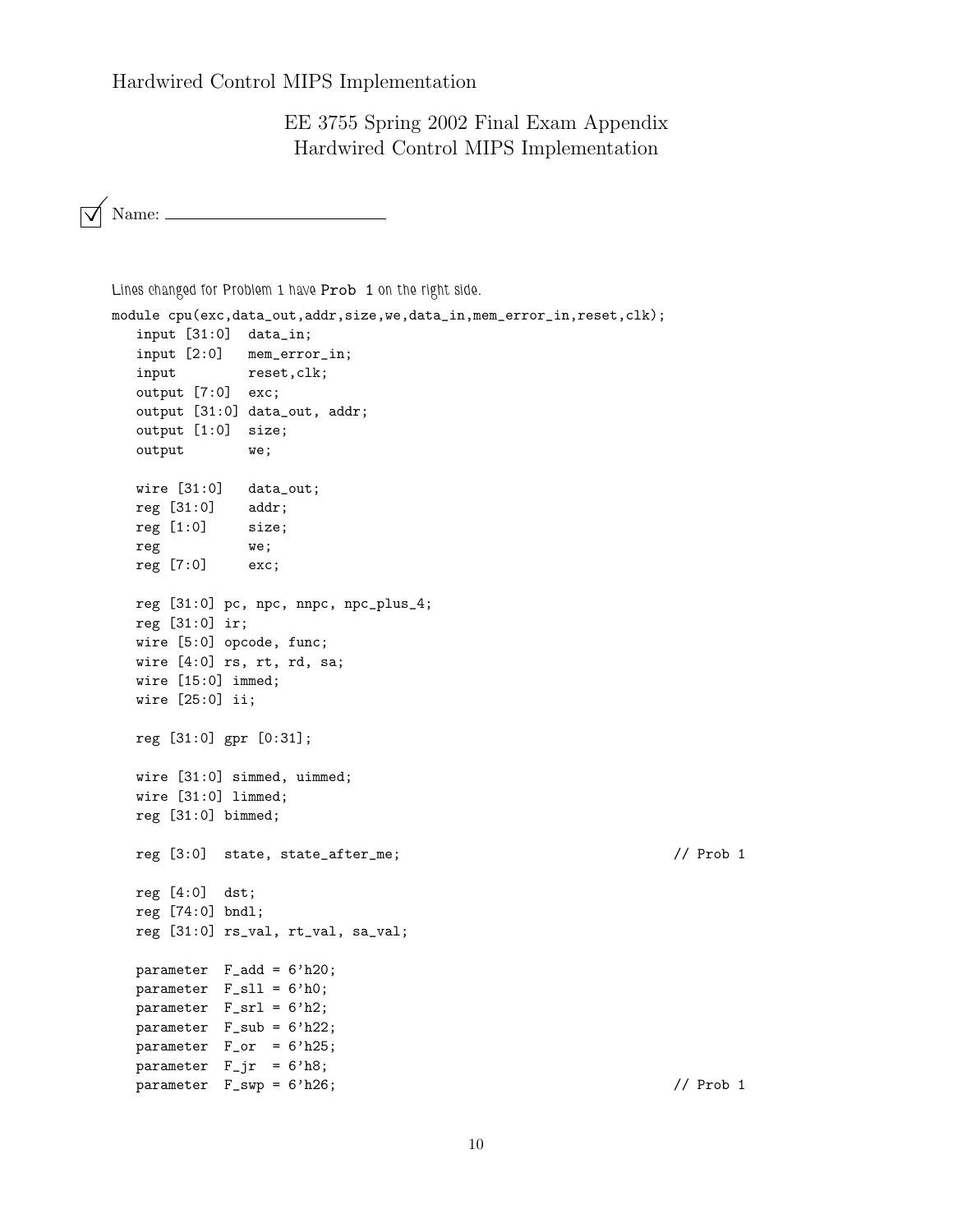# EE 3755 Spring 2002 Final Exam Appendix
## Hardwired Control MIPS Implementation

☑ Name: ___________________________

*Lines changed for Problem 1 have* `Prob 1` *on the right side.*

```
module cpu(exc,data_out,addr,size,we,data_in,mem_error_in,reset,clk);
   input [31:0]  data_in;
   input [2:0]   mem_error_in;
   input         reset,clk;
   output [7:0]  exc;
   output [31:0] data_out, addr;
   output [1:0]  size;
   output        we;

   wire [31:0]   data_out;
   reg [31:0]    addr;
   reg [1:0]     size;
   reg           we;
   reg [7:0]     exc;

   reg [31:0] pc, npc, nnpc, npc_plus_4;
   reg [31:0] ir;
   wire [5:0] opcode, func;
   wire [4:0] rs, rt, rd, sa;
   wire [15:0] immed;
   wire [25:0] ii;

   reg [31:0] gpr [0:31];

   wire [31:0] simmed, uimmed;
   wire [31:0] limmed;
   reg [31:0] bimmed;

   reg [3:0]  state, state_after_me;                                  // Prob 1

   reg [4:0]  dst;
   reg [74:0] bndl;
   reg [31:0] rs_val, rt_val, sa_val;

   parameter  F_add = 6'h20;
   parameter  F_sll = 6'h0;
   parameter  F_srl = 6'h2;
   parameter  F_sub = 6'h22;
   parameter  F_or  = 6'h25;
   parameter  F_jr  = 6'h8;
   parameter  F_swp = 6'h26;                                          // Prob 1
```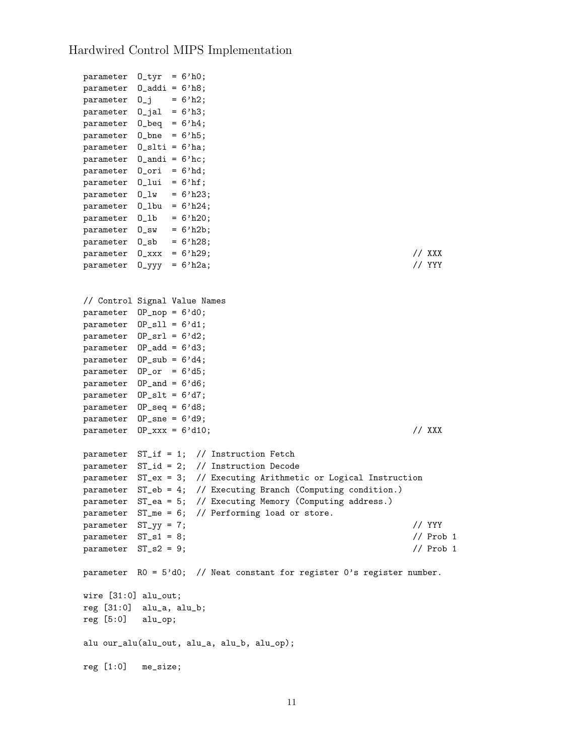```
parameter  O_tyr  = 6'h0;
parameter  O_addi = 6'h8;
parameter  O_j    = 6'h2;
parameter  O_jal  = 6'h3;
parameter  O_beq  = 6'h4;
parameter  O_bne  = 6'h5;
parameter  O_slti = 6'ha;
parameter  O_andi = 6'hc;
parameter  O_ori  = 6'hd;
parameter  O_lui  = 6'hf;
parameter  O_lw   = 6'h23;
parameter  O_lbu  = 6'h24;
parameter  O_lb   = 6'h20;
parameter  O_sw   = 6'h2b;
parameter  O_sb   = 6'h28;
parameter  O_xxx  = 6'h29;                                    // XXX
parameter  O_yyy  = 6'h2a;                                    // YYY


// Control Signal Value Names
parameter  OP_nop = 6'd0;
parameter  OP_sll = 6'd1;
parameter  OP_srl = 6'd2;
parameter  OP_add = 6'd3;
parameter  OP_sub = 6'd4;
parameter  OP_or  = 6'd5;
parameter  OP_and = 6'd6;
parameter  OP_slt = 6'd7;
parameter  OP_seq = 6'd8;
parameter  OP_sne = 6'd9;
parameter  OP_xxx = 6'd10;                                    // XXX

parameter  ST_if = 1;  // Instruction Fetch
parameter  ST_id = 2;  // Instruction Decode
parameter  ST_ex = 3;  // Executing Arithmetic or Logical Instruction
parameter  ST_eb = 4;  // Executing Branch (Computing condition.)
parameter  ST_ea = 5;  // Executing Memory (Computing address.)
parameter  ST_me = 6;  // Performing load or store.
parameter  ST_yy = 7;                                         // YYY
parameter  ST_s1 = 8;                                         // Prob 1
parameter  ST_s2 = 9;                                         // Prob 1

parameter  R0 = 5'd0;  // Neat constant for register 0's register number.

wire [31:0] alu_out;
reg [31:0]  alu_a, alu_b;
reg [5:0]   alu_op;

alu our_alu(alu_out, alu_a, alu_b, alu_op);

reg [1:0]   me_size;
```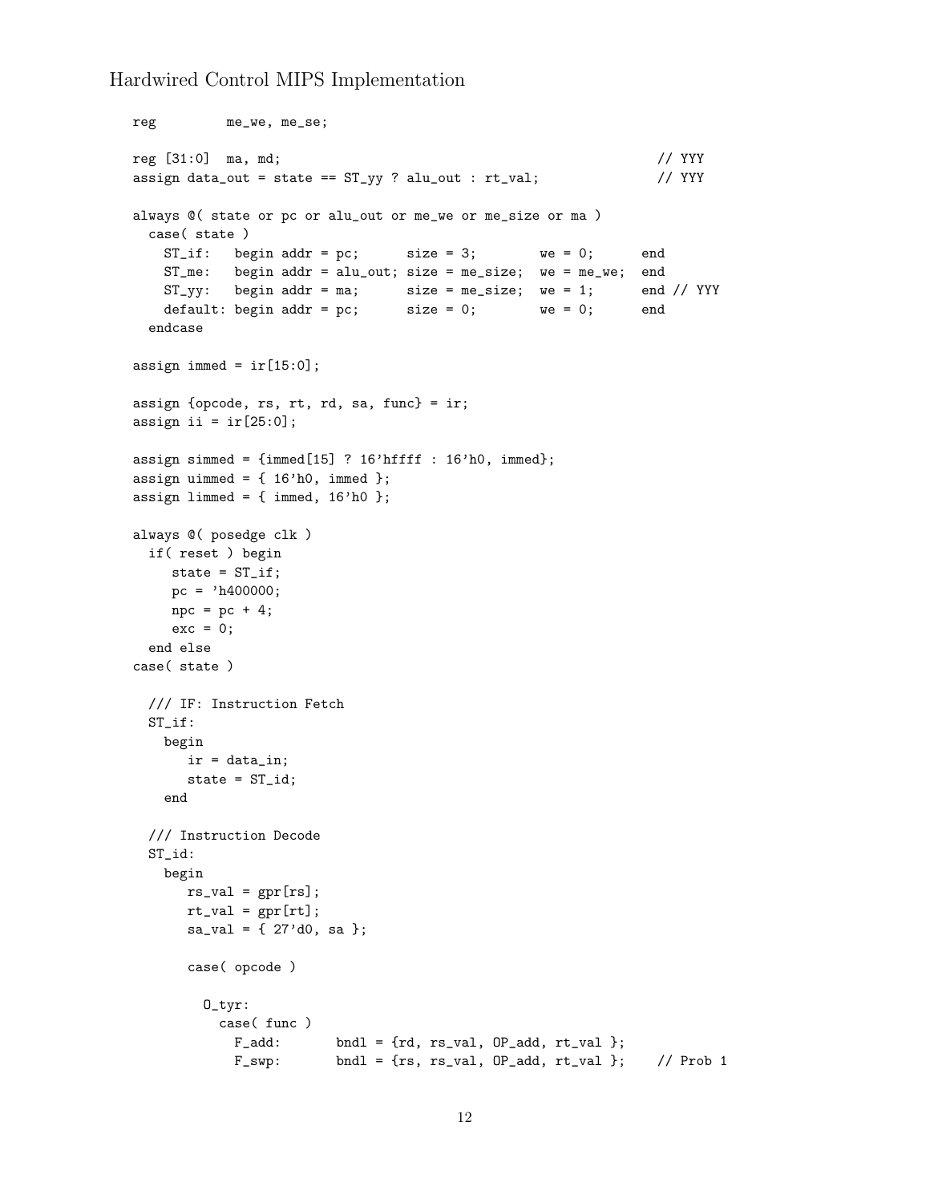## Hardwired Control MIPS Implementation

```
reg         me_we, me_se;

reg [31:0]  ma, md;                                            // YYY
assign data_out = state == ST_yy ? alu_out : rt_val;           // YYY

always @( state or pc or alu_out or me_we or me_size or ma )
  case( state )
    ST_if:   begin addr = pc;      size = 3;        we = 0;      end
    ST_me:   begin addr = alu_out; size = me_size;  we = me_we;  end
    ST_yy:   begin addr = ma;      size = me_size;  we = 1;      end // YYY
    default: begin addr = pc;      size = 0;        we = 0;      end
  endcase

assign immed = ir[15:0];

assign {opcode, rs, rt, rd, sa, func} = ir;
assign ii = ir[25:0];

assign simmed = {immed[15] ? 16'hffff : 16'h0, immed};
assign uimmed = { 16'h0, immed };
assign limmed = { immed, 16'h0 };

always @( posedge clk )
  if( reset ) begin
     state = ST_if;
     pc = 'h400000;
     npc = pc + 4;
     exc = 0;
  end else
case( state )

  /// IF: Instruction Fetch
  ST_if:
    begin
       ir = data_in;
       state = ST_id;
    end

  /// Instruction Decode
  ST_id:
    begin
       rs_val = gpr[rs];
       rt_val = gpr[rt];
       sa_val = { 27'd0, sa };

       case( opcode )

         O_tyr:
           case( func )
             F_add:      bndl = {rd, rs_val, OP_add, rt_val };
             F_swp:      bndl = {rs, rs_val, OP_add, rt_val };    // Prob 1
```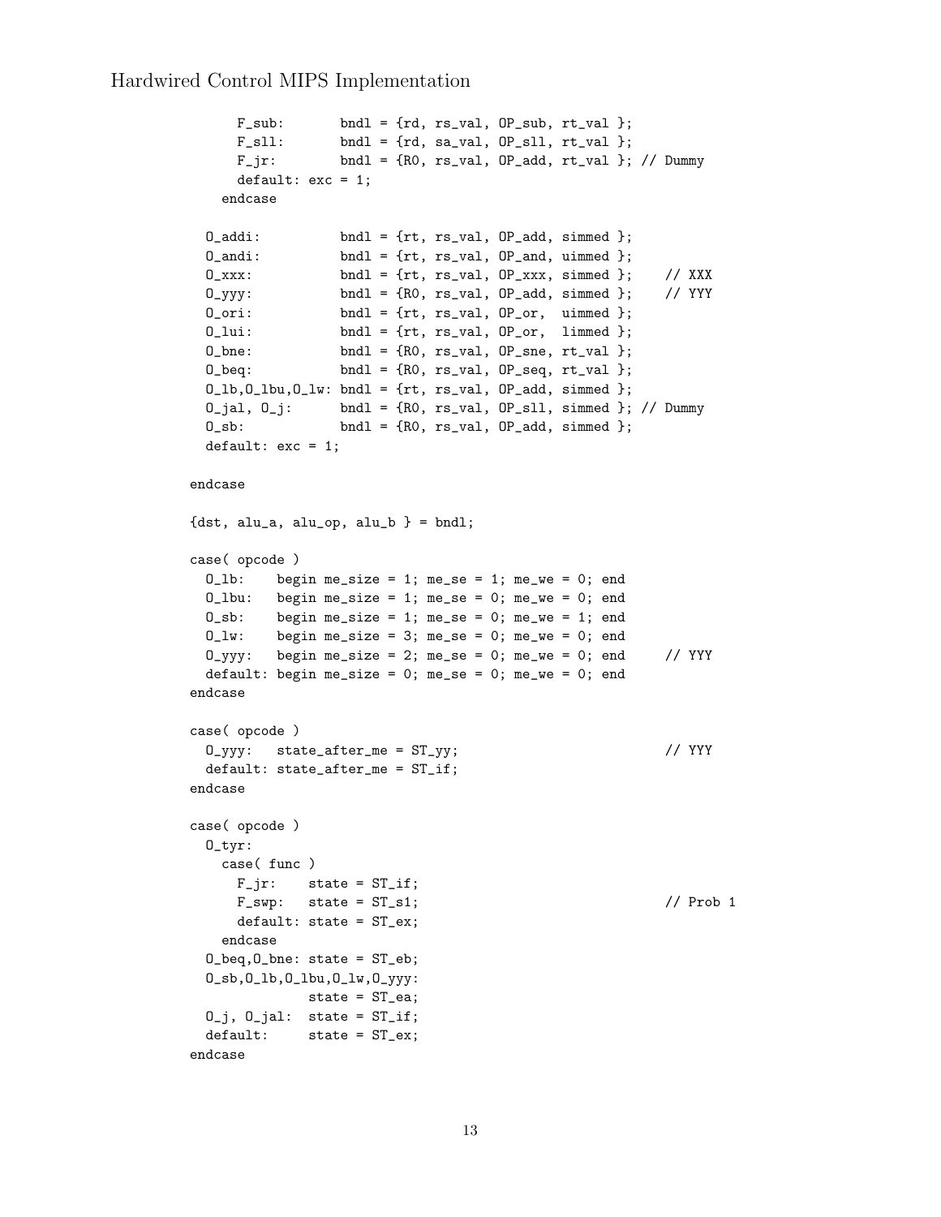```
      F_sub:       bndl = {rd, rs_val, OP_sub, rt_val };
      F_sll:       bndl = {rd, sa_val, OP_sll, rt_val };
      F_jr:        bndl = {R0, rs_val, OP_add, rt_val }; // Dummy
      default: exc = 1;
    endcase

  O_addi:          bndl = {rt, rs_val, OP_add, simmed };
  O_andi:          bndl = {rt, rs_val, OP_and, uimmed };
  O_xxx:           bndl = {rt, rs_val, OP_xxx, simmed };    // XXX
  O_yyy:           bndl = {R0, rs_val, OP_add, simmed };    // YYY
  O_ori:           bndl = {rt, rs_val, OP_or,  uimmed };
  O_lui:           bndl = {rt, rs_val, OP_or,  limmed };
  O_bne:           bndl = {R0, rs_val, OP_sne, rt_val };
  O_beq:           bndl = {R0, rs_val, OP_seq, rt_val };
  O_lb,O_lbu,O_lw: bndl = {rt, rs_val, OP_add, simmed };
  O_jal, O_j:      bndl = {R0, rs_val, OP_sll, simmed }; // Dummy
  O_sb:            bndl = {R0, rs_val, OP_add, simmed };
  default: exc = 1;

endcase

{dst, alu_a, alu_op, alu_b } = bndl;

case( opcode )
  O_lb:    begin me_size = 1; me_se = 1; me_we = 0; end
  O_lbu:   begin me_size = 1; me_se = 0; me_we = 0; end
  O_sb:    begin me_size = 1; me_se = 0; me_we = 1; end
  O_lw:    begin me_size = 3; me_se = 0; me_we = 0; end
  O_yyy:   begin me_size = 2; me_se = 0; me_we = 0; end     // YYY
  default: begin me_size = 0; me_se = 0; me_we = 0; end
endcase

case( opcode )
  O_yyy:   state_after_me = ST_yy;                          // YYY
  default: state_after_me = ST_if;
endcase

case( opcode )
  O_tyr:
    case( func )
      F_jr:    state = ST_if;
      F_swp:   state = ST_s1;                               // Prob 1
      default: state = ST_ex;
    endcase
  O_beq,O_bne: state = ST_eb;
  O_sb,O_lb,O_lbu,O_lw,O_yyy:
             state = ST_ea;
  O_j, O_jal:  state = ST_if;
  default:     state = ST_ex;
endcase
```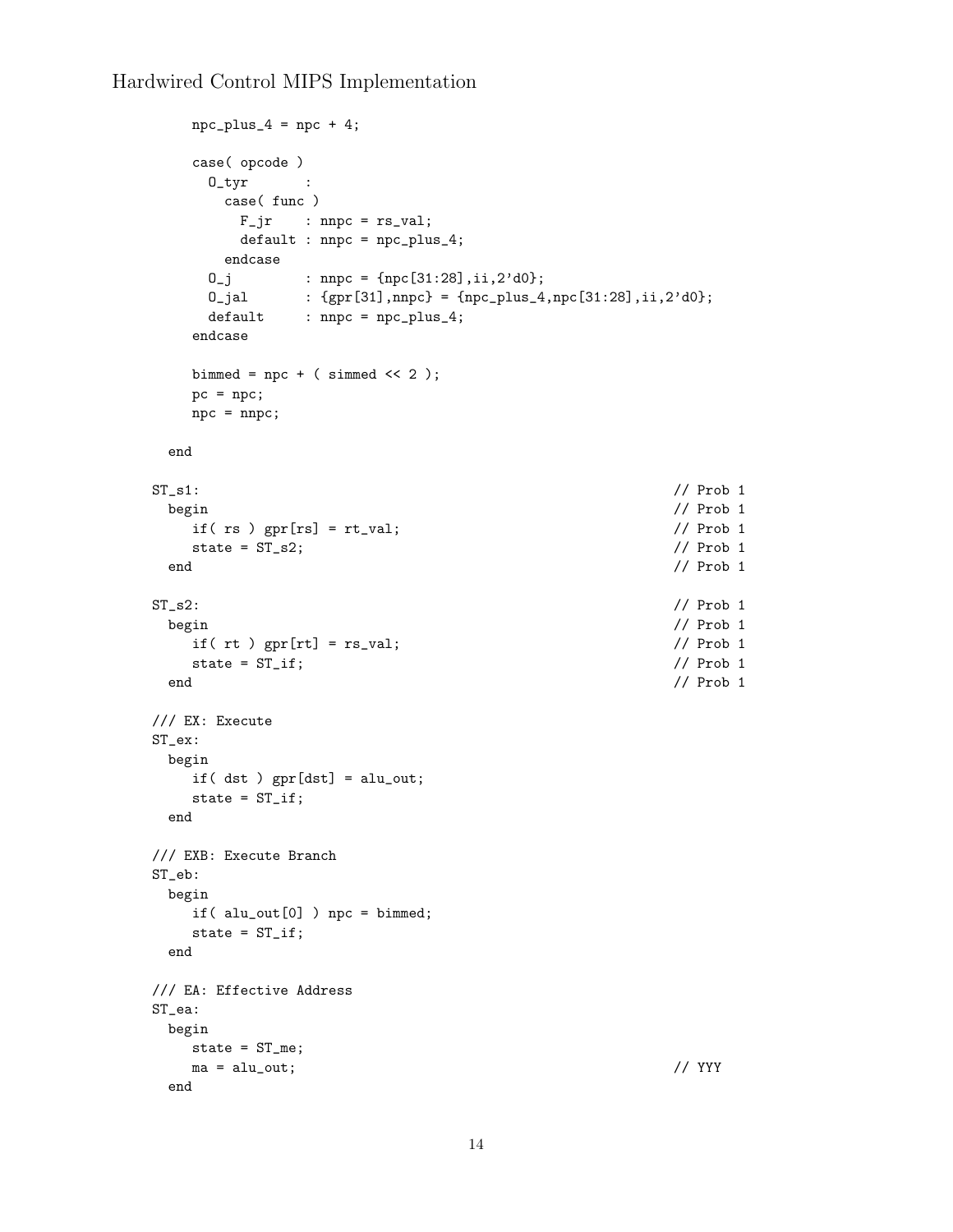```
      npc_plus_4 = npc + 4;

      case( opcode )
        O_tyr       :
          case( func )
            F_jr    : nnpc = rs_val;
            default : nnpc = npc_plus_4;
          endcase
        O_j         : nnpc = {npc[31:28],ii,2'd0};
        O_jal       : {gpr[31],nnpc} = {npc_plus_4,npc[31:28],ii,2'd0};
        default     : nnpc = npc_plus_4;
      endcase

      bimmed = npc + ( simmed << 2 );
      pc = npc;
      npc = nnpc;

    end

  ST_s1:                                                          // Prob 1
    begin                                                         // Prob 1
      if( rs ) gpr[rs] = rt_val;                                  // Prob 1
      state = ST_s2;                                              // Prob 1
    end                                                           // Prob 1

  ST_s2:                                                          // Prob 1
    begin                                                         // Prob 1
      if( rt ) gpr[rt] = rs_val;                                  // Prob 1
      state = ST_if;                                              // Prob 1
    end                                                           // Prob 1

  /// EX: Execute
  ST_ex:
    begin
      if( dst ) gpr[dst] = alu_out;
      state = ST_if;
    end

  /// EXB: Execute Branch
  ST_eb:
    begin
      if( alu_out[0] ) npc = bimmed;
      state = ST_if;
    end

  /// EA: Effective Address
  ST_ea:
    begin
      state = ST_me;
      ma = alu_out;                                               // YYY
    end
```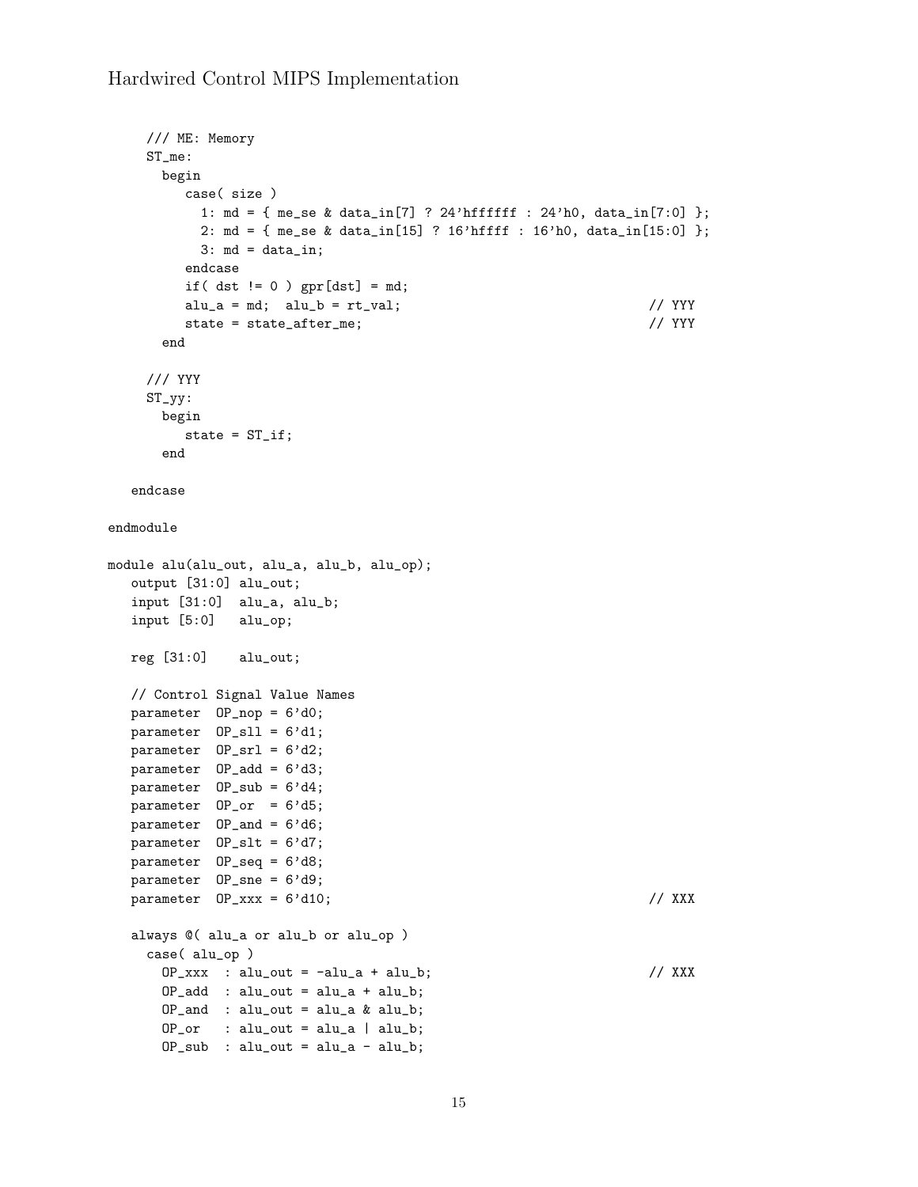```
      /// ME: Memory
      ST_me:
        begin
           case( size )
             1: md = { me_se & data_in[7] ? 24'hffffff : 24'h0, data_in[7:0] };
             2: md = { me_se & data_in[15] ? 16'hffff : 16'h0, data_in[15:0] };
             3: md = data_in;
           endcase
           if( dst != 0 ) gpr[dst] = md;
           alu_a = md;  alu_b = rt_val;                                  // YYY
           state = state_after_me;                                       // YYY
        end

      /// YYY
      ST_yy:
        begin
           state = ST_if;
        end

   endcase

endmodule

module alu(alu_out, alu_a, alu_b, alu_op);
   output [31:0] alu_out;
   input [31:0]  alu_a, alu_b;
   input [5:0]   alu_op;

   reg [31:0]    alu_out;

   // Control Signal Value Names
   parameter  OP_nop = 6'd0;
   parameter  OP_sll = 6'd1;
   parameter  OP_srl = 6'd2;
   parameter  OP_add = 6'd3;
   parameter  OP_sub = 6'd4;
   parameter  OP_or  = 6'd5;
   parameter  OP_and = 6'd6;
   parameter  OP_slt = 6'd7;
   parameter  OP_seq = 6'd8;
   parameter  OP_sne = 6'd9;
   parameter  OP_xxx = 6'd10;                                            // XXX

   always @( alu_a or alu_b or alu_op )
     case( alu_op )
       OP_xxx  : alu_out = -alu_a + alu_b;                               // XXX
       OP_add  : alu_out = alu_a + alu_b;
       OP_and  : alu_out = alu_a & alu_b;
       OP_or   : alu_out = alu_a | alu_b;
       OP_sub  : alu_out = alu_a - alu_b;
```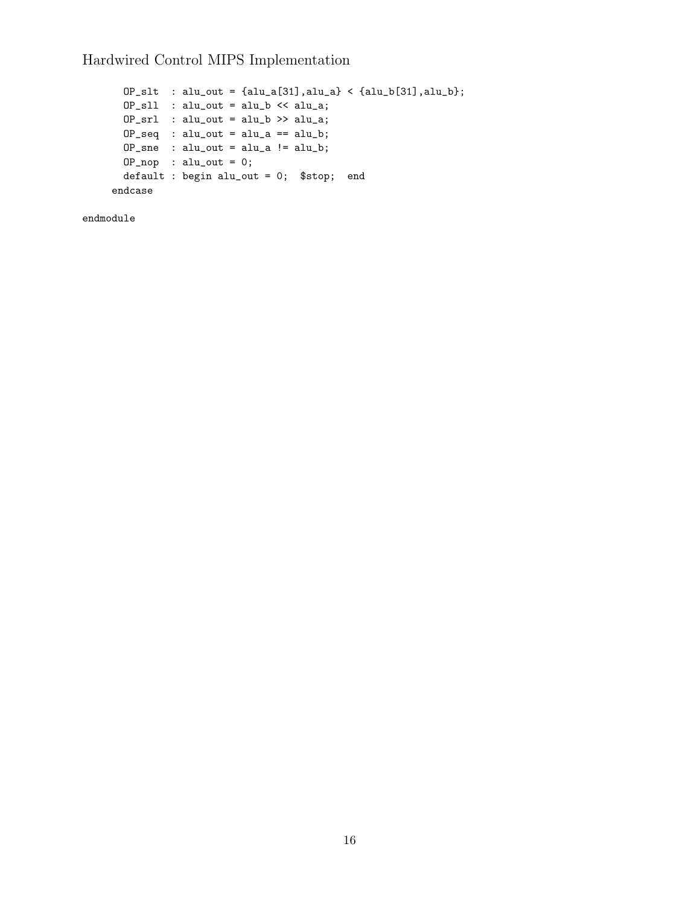```
      OP_slt  : alu_out = {alu_a[31],alu_a} < {alu_b[31],alu_b};
      OP_sll  : alu_out = alu_b << alu_a;
      OP_srl  : alu_out = alu_b >> alu_a;
      OP_seq  : alu_out = alu_a == alu_b;
      OP_sne  : alu_out = alu_a != alu_b;
      OP_nop  : alu_out = 0;
      default : begin alu_out = 0;  $stop;  end
    endcase

endmodule
```